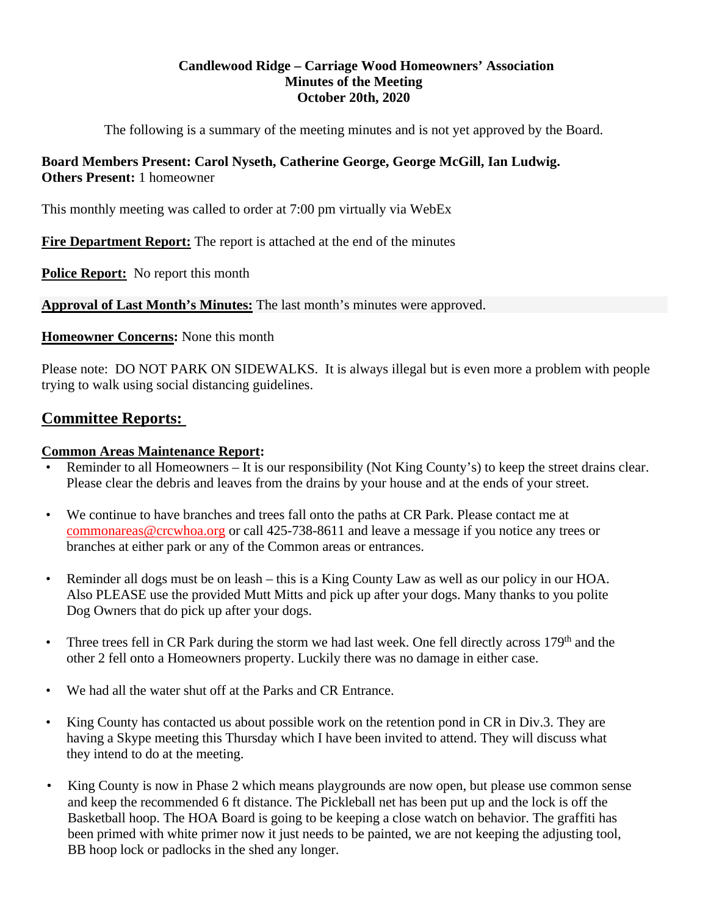**Candlewood Ridge – Carriage Wood Homeowners' Association**
**Minutes of the Meeting**
**October 20th, 2020**

The following is a summary of the meeting minutes and is not yet approved by the Board.

**Board Members Present: Carol Nyseth, Catherine George, George McGill, Ian Ludwig.**
**Others Present:** 1 homeowner

This monthly meeting was called to order at 7:00 pm virtually via WebEx

**Fire Department Report:** The report is attached at the end of the minutes

**Police Report:** No report this month

**Approval of Last Month's Minutes:** The last month's minutes were approved.

**Homeowner Concerns:** None this month

Please note: DO NOT PARK ON SIDEWALKS. It is always illegal but is even more a problem with people trying to walk using social distancing guidelines.

## Committee Reports:

**Common Areas Maintenance Report:**

- Reminder to all Homeowners – It is our responsibility (Not King County's) to keep the street drains clear. Please clear the debris and leaves from the drains by your house and at the ends of your street.
- We continue to have branches and trees fall onto the paths at CR Park. Please contact me at commonareas@crcwhoa.org or call 425-738-8611 and leave a message if you notice any trees or branches at either park or any of the Common areas or entrances.
- Reminder all dogs must be on leash – this is a King County Law as well as our policy in our HOA. Also PLEASE use the provided Mutt Mitts and pick up after your dogs. Many thanks to you polite Dog Owners that do pick up after your dogs.
- Three trees fell in CR Park during the storm we had last week. One fell directly across 179th and the other 2 fell onto a Homeowners property. Luckily there was no damage in either case.
- We had all the water shut off at the Parks and CR Entrance.
- King County has contacted us about possible work on the retention pond in CR in Div.3. They are having a Skype meeting this Thursday which I have been invited to attend. They will discuss what they intend to do at the meeting.
- King County is now in Phase 2 which means playgrounds are now open, but please use common sense and keep the recommended 6 ft distance. The Pickleball net has been put up and the lock is off the Basketball hoop. The HOA Board is going to be keeping a close watch on behavior. The graffiti has been primed with white primer now it just needs to be painted, we are not keeping the adjusting tool, BB hoop lock or padlocks in the shed any longer.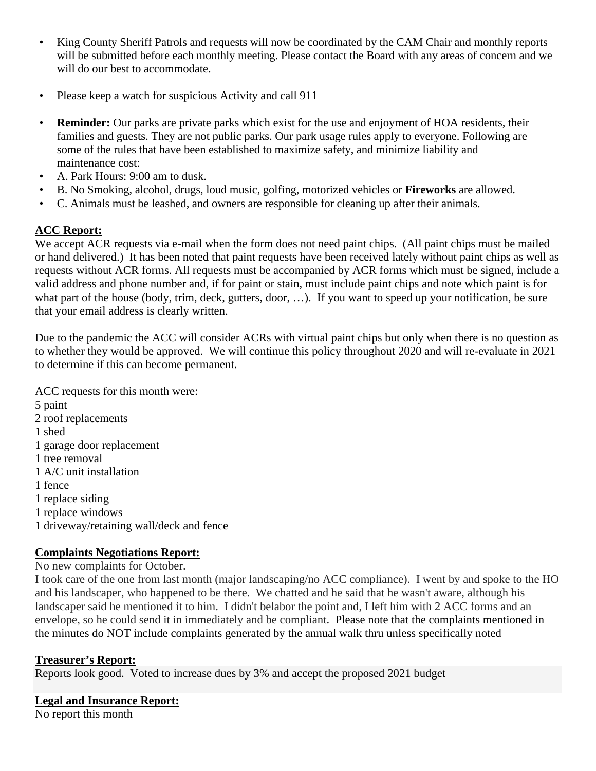- King County Sheriff Patrols and requests will now be coordinated by the CAM Chair and monthly reports will be submitted before each monthly meeting. Please contact the Board with any areas of concern and we will do our best to accommodate.

- Please keep a watch for suspicious Activity and call 911

- **Reminder:** Our parks are private parks which exist for the use and enjoyment of HOA residents, their families and guests. They are not public parks. Our park usage rules apply to everyone. Following are some of the rules that have been established to maximize safety, and minimize liability and maintenance cost:
- A. Park Hours: 9:00 am to dusk.
- B. No Smoking, alcohol, drugs, loud music, golfing, motorized vehicles or **Fireworks** are allowed.
- C. Animals must be leashed, and owners are responsible for cleaning up after their animals.

**ACC Report:**

We accept ACR requests via e-mail when the form does not need paint chips. (All paint chips must be mailed or hand delivered.) It has been noted that paint requests have been received lately without paint chips as well as requests without ACR forms. All requests must be accompanied by ACR forms which must be signed, include a valid address and phone number and, if for paint or stain, must include paint chips and note which paint is for what part of the house (body, trim, deck, gutters, door, …). If you want to speed up your notification, be sure that your email address is clearly written.

Due to the pandemic the ACC will consider ACRs with virtual paint chips but only when there is no question as to whether they would be approved. We will continue this policy throughout 2020 and will re-evaluate in 2021 to determine if this can become permanent.

ACC requests for this month were:
5 paint
2 roof replacements
1 shed
1 garage door replacement
1 tree removal
1 A/C unit installation
1 fence
1 replace siding
1 replace windows
1 driveway/retaining wall/deck and fence

**Complaints Negotiations Report:**

No new complaints for October.
I took care of the one from last month (major landscaping/no ACC compliance). I went by and spoke to the HO and his landscaper, who happened to be there. We chatted and he said that he wasn't aware, although his landscaper said he mentioned it to him. I didn't belabor the point and, I left him with 2 ACC forms and an envelope, so he could send it in immediately and be compliant. Please note that the complaints mentioned in the minutes do NOT include complaints generated by the annual walk thru unless specifically noted

**Treasurer's Report:**

Reports look good. Voted to increase dues by 3% and accept the proposed 2021 budget

**Legal and Insurance Report:**

No report this month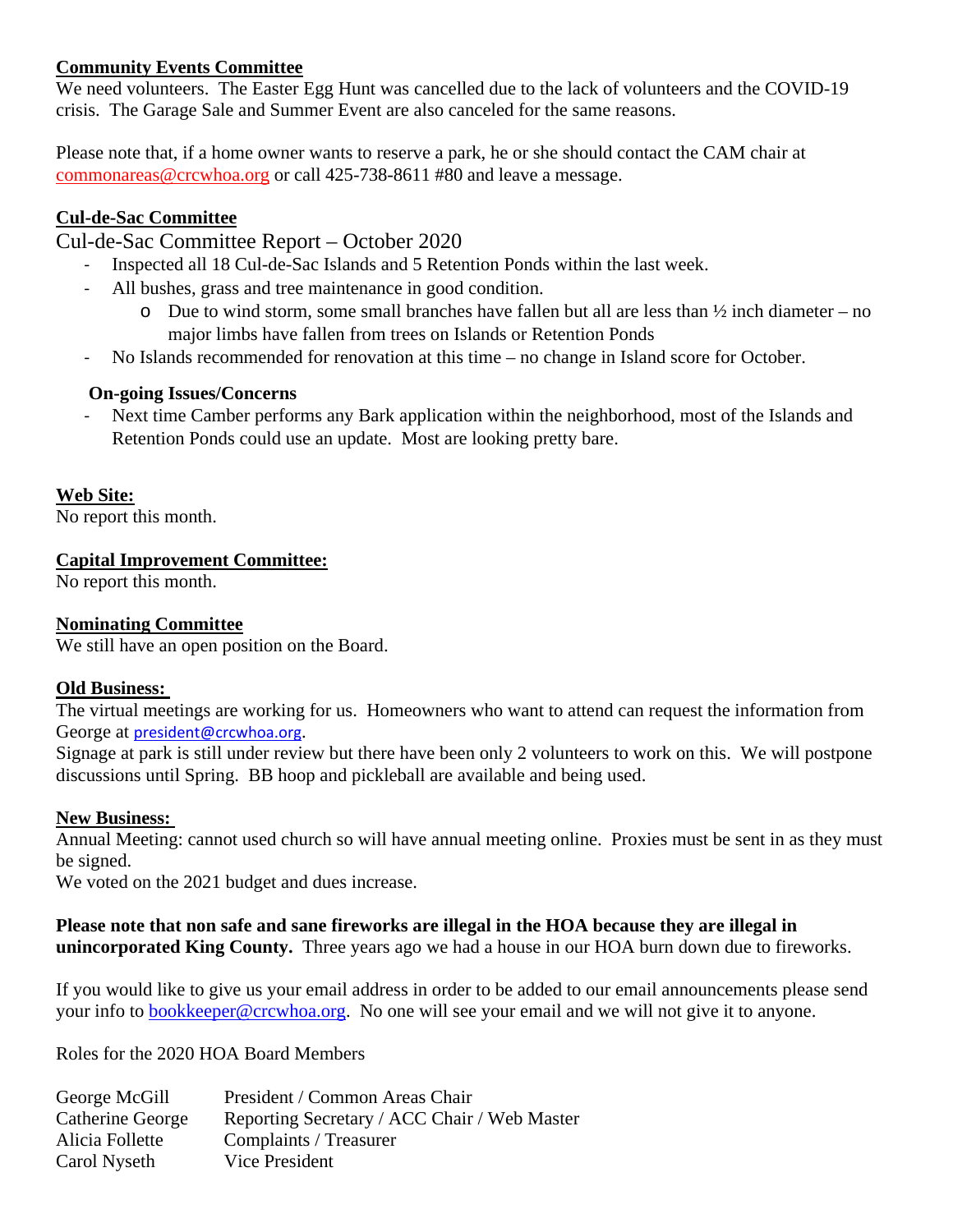**Community Events Committee**

We need volunteers. The Easter Egg Hunt was cancelled due to the lack of volunteers and the COVID-19 crisis. The Garage Sale and Summer Event are also canceled for the same reasons.

Please note that, if a home owner wants to reserve a park, he or she should contact the CAM chair at commonareas@crcwhoa.org or call 425-738-8611 #80 and leave a message.

**Cul-de-Sac Committee**

Cul-de-Sac Committee Report – October 2020

- Inspected all 18 Cul-de-Sac Islands and 5 Retention Ponds within the last week.
- All bushes, grass and tree maintenance in good condition.
  - Due to wind storm, some small branches have fallen but all are less than ½ inch diameter – no major limbs have fallen from trees on Islands or Retention Ponds
- No Islands recommended for renovation at this time – no change in Island score for October.

**On-going Issues/Concerns**

- Next time Camber performs any Bark application within the neighborhood, most of the Islands and Retention Ponds could use an update. Most are looking pretty bare.

**Web Site:**

No report this month.

**Capital Improvement Committee:**

No report this month.

**Nominating Committee**

We still have an open position on the Board.

**Old Business:**

The virtual meetings are working for us. Homeowners who want to attend can request the information from George at president@crcwhoa.org.

Signage at park is still under review but there have been only 2 volunteers to work on this. We will postpone discussions until Spring. BB hoop and pickleball are available and being used.

**New Business:**

Annual Meeting: cannot used church so will have annual meeting online. Proxies must be sent in as they must be signed.

We voted on the 2021 budget and dues increase.

**Please note that non safe and sane fireworks are illegal in the HOA because they are illegal in unincorporated King County.** Three years ago we had a house in our HOA burn down due to fireworks.

If you would like to give us your email address in order to be added to our email announcements please send your info to bookkeeper@crcwhoa.org. No one will see your email and we will not give it to anyone.

Roles for the 2020 HOA Board Members

| | |
|---|---|
| George McGill | President / Common Areas Chair |
| Catherine George | Reporting Secretary / ACC Chair / Web Master |
| Alicia Follette | Complaints / Treasurer |
| Carol Nyseth | Vice President |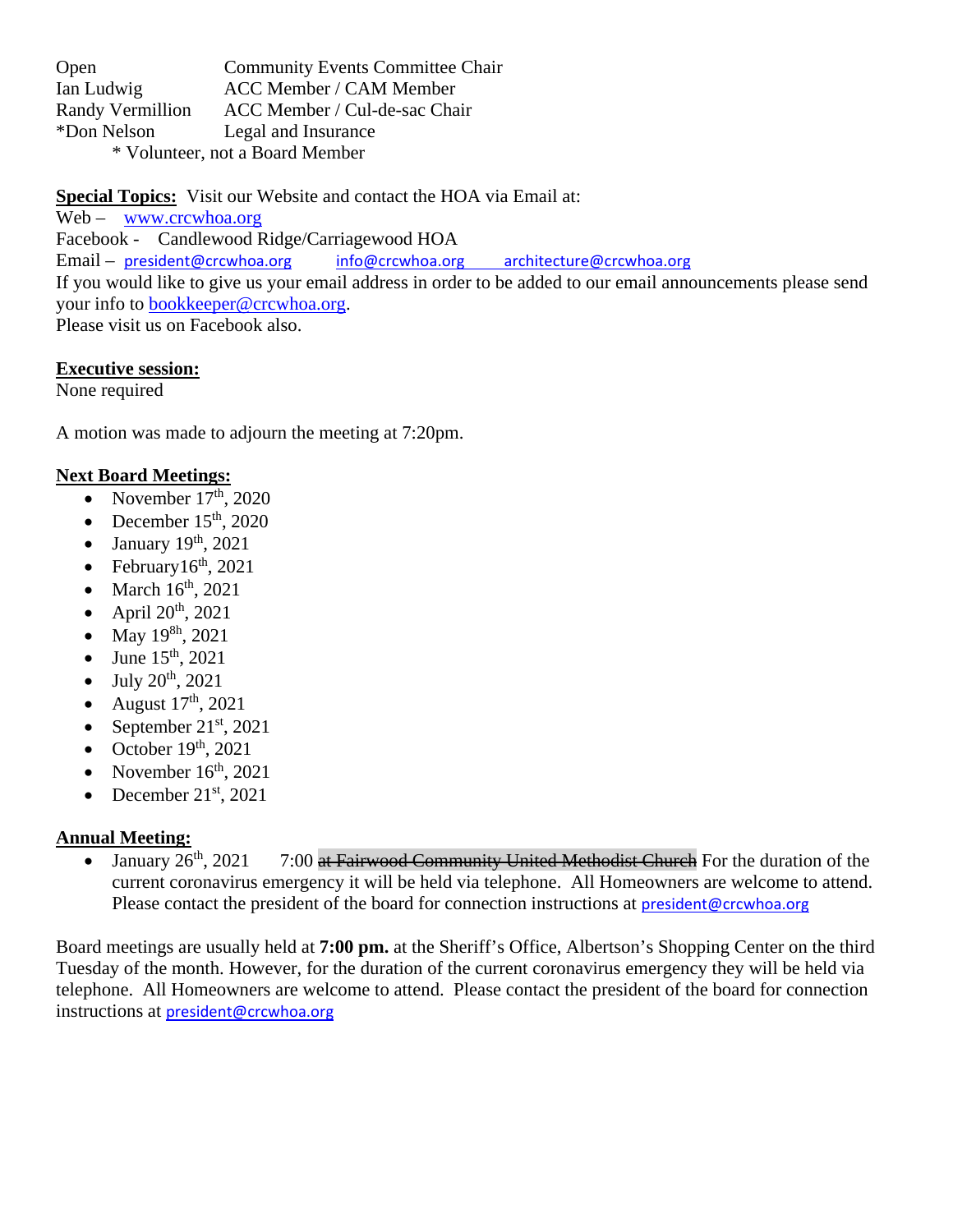| | |
|---|---|
| Open | Community Events Committee Chair |
| Ian Ludwig | ACC Member / CAM Member |
| Randy Vermillion | ACC Member / Cul-de-sac Chair |
| *Don Nelson | Legal and Insurance |

* Volunteer, not a Board Member

**Special Topics:** Visit our Website and contact the HOA via Email at:
Web – www.crcwhoa.org
Facebook - Candlewood Ridge/Carriagewood HOA
Email – president@crcwhoa.org info@crcwhoa.org architecture@crcwhoa.org
If you would like to give us your email address in order to be added to our email announcements please send your info to bookkeeper@crcwhoa.org.
Please visit us on Facebook also.

**Executive session:**
None required

A motion was made to adjourn the meeting at 7:20pm.

**Next Board Meetings:**

- November 17th, 2020
- December 15th, 2020
- January 19th, 2021
- February16th, 2021
- March 16th, 2021
- April 20th, 2021
- May 19<sup>8h</sup>, 2021
- June 15th, 2021
- July 20th, 2021
- August 17th, 2021
- September 21st, 2021
- October 19th, 2021
- November 16th, 2021
- December 21st, 2021

**Annual Meeting:**

- January 26th, 2021 7:00 ~~at Fairwood Community United Methodist Church~~ For the duration of the current coronavirus emergency it will be held via telephone. All Homeowners are welcome to attend. Please contact the president of the board for connection instructions at president@crcwhoa.org

Board meetings are usually held at **7:00 pm.** at the Sheriff's Office, Albertson's Shopping Center on the third Tuesday of the month. However, for the duration of the current coronavirus emergency they will be held via telephone. All Homeowners are welcome to attend. Please contact the president of the board for connection instructions at president@crcwhoa.org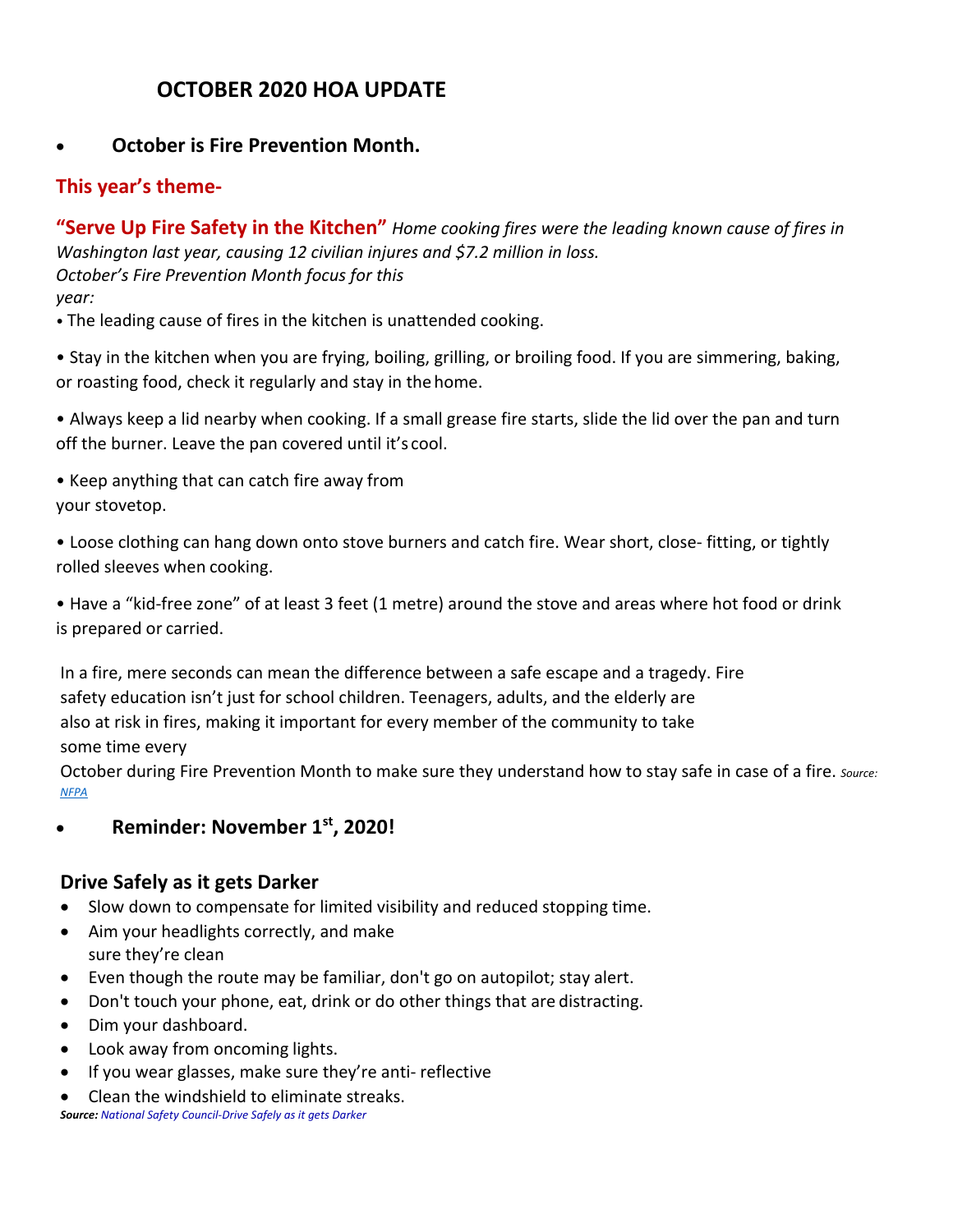# OCTOBER 2020 HOA UPDATE

- **October is Fire Prevention Month.**

**This year's theme-**

**"Serve Up Fire Safety in the Kitchen"** *Home cooking fires were the leading known cause of fires in Washington last year, causing 12 civilian injures and $7.2 million in loss. October's Fire Prevention Month focus for this year:*

• The leading cause of fires in the kitchen is unattended cooking.

• Stay in the kitchen when you are frying, boiling, grilling, or broiling food. If you are simmering, baking, or roasting food, check it regularly and stay in the home.

• Always keep a lid nearby when cooking. If a small grease fire starts, slide the lid over the pan and turn off the burner. Leave the pan covered until it's cool.

• Keep anything that can catch fire away from your stovetop.

• Loose clothing can hang down onto stove burners and catch fire. Wear short, close- fitting, or tightly rolled sleeves when cooking.

• Have a "kid-free zone" of at least 3 feet (1 metre) around the stove and areas where hot food or drink is prepared or carried.

In a fire, mere seconds can mean the difference between a safe escape and a tragedy. Fire safety education isn't just for school children. Teenagers, adults, and the elderly are also at risk in fires, making it important for every member of the community to take some time every October during Fire Prevention Month to make sure they understand how to stay safe in case of a fire. *Source: NFPA*

- **Reminder: November 1st, 2020!**

### Drive Safely as it gets Darker

- Slow down to compensate for limited visibility and reduced stopping time.
- Aim your headlights correctly, and make sure they're clean
- Even though the route may be familiar, don't go on autopilot; stay alert.
- Don't touch your phone, eat, drink or do other things that are distracting.
- Dim your dashboard.
- Look away from oncoming lights.
- If you wear glasses, make sure they're anti- reflective
- Clean the windshield to eliminate streaks.

***Source:*** *National Safety Council-Drive Safely as it gets Darker*